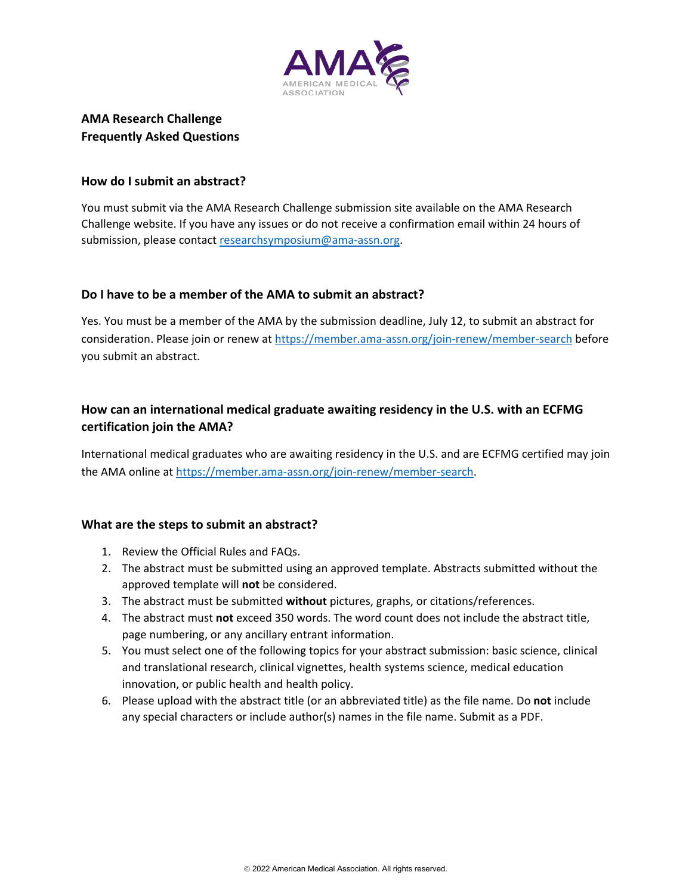## AMA Research Challenge
## Frequently Asked Questions

### How do I submit an abstract?

You must submit via the AMA Research Challenge submission site available on the AMA Research Challenge website. If you have any issues or do not receive a confirmation email within 24 hours of submission, please contact researchsymposium@ama-assn.org.

### Do I have to be a member of the AMA to submit an abstract?

Yes. You must be a member of the AMA by the submission deadline, July 12, to submit an abstract for consideration. Please join or renew at https://member.ama-assn.org/join-renew/member-search before you submit an abstract.

### How can an international medical graduate awaiting residency in the U.S. with an ECFMG certification join the AMA?

International medical graduates who are awaiting residency in the U.S. and are ECFMG certified may join the AMA online at https://member.ama-assn.org/join-renew/member-search.

### What are the steps to submit an abstract?

1. Review the Official Rules and FAQs.
2. The abstract must be submitted using an approved template. Abstracts submitted without the approved template will **not** be considered.
3. The abstract must be submitted **without** pictures, graphs, or citations/references.
4. The abstract must **not** exceed 350 words. The word count does not include the abstract title, page numbering, or any ancillary entrant information.
5. You must select one of the following topics for your abstract submission: basic science, clinical and translational research, clinical vignettes, health systems science, medical education innovation, or public health and health policy.
6. Please upload with the abstract title (or an abbreviated title) as the file name. Do **not** include any special characters or include author(s) names in the file name. Submit as a PDF.

© 2022 American Medical Association. All rights reserved.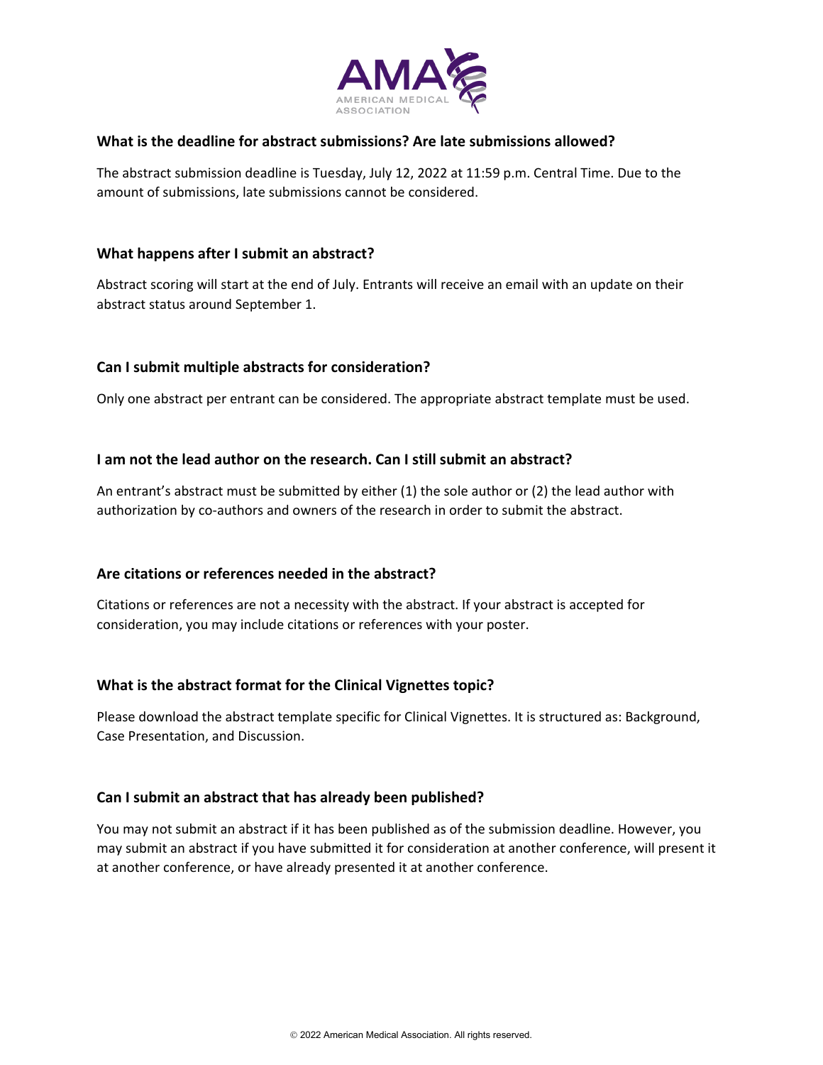### What is the deadline for abstract submissions? Are late submissions allowed?

The abstract submission deadline is Tuesday, July 12, 2022 at 11:59 p.m. Central Time. Due to the amount of submissions, late submissions cannot be considered.

### What happens after I submit an abstract?

Abstract scoring will start at the end of July. Entrants will receive an email with an update on their abstract status around September 1.

### Can I submit multiple abstracts for consideration?

Only one abstract per entrant can be considered. The appropriate abstract template must be used.

### I am not the lead author on the research. Can I still submit an abstract?

An entrant's abstract must be submitted by either (1) the sole author or (2) the lead author with authorization by co-authors and owners of the research in order to submit the abstract.

### Are citations or references needed in the abstract?

Citations or references are not a necessity with the abstract. If your abstract is accepted for consideration, you may include citations or references with your poster.

### What is the abstract format for the Clinical Vignettes topic?

Please download the abstract template specific for Clinical Vignettes. It is structured as: Background, Case Presentation, and Discussion.

### Can I submit an abstract that has already been published?

You may not submit an abstract if it has been published as of the submission deadline. However, you may submit an abstract if you have submitted it for consideration at another conference, will present it at another conference, or have already presented it at another conference.